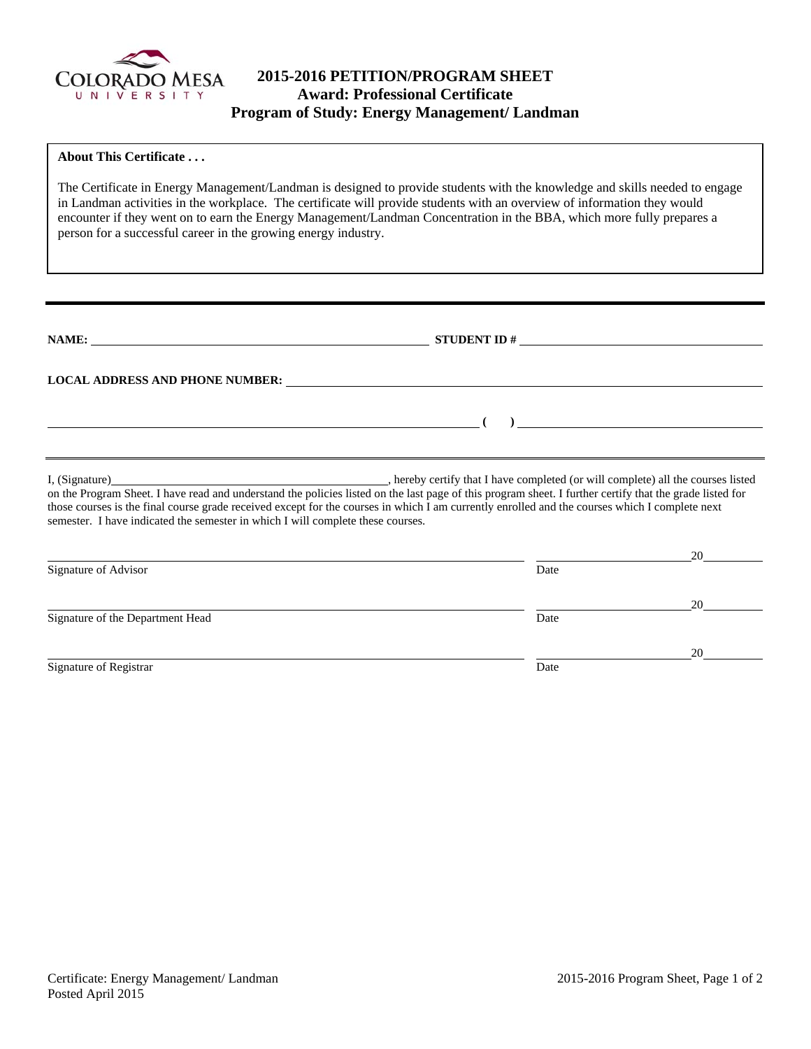# 2015-2016 PETITION/PROGRAM SHEET
## Award: Professional Certificate
## Program of Study: Energy Management/ Landman

**About This Certificate . . .**

The Certificate in Energy Management/Landman is designed to provide students with the knowledge and skills needed to engage in Landman activities in the workplace. The certificate will provide students with an overview of information they would encounter if they went on to earn the Energy Management/Landman Concentration in the BBA, which more fully prepares a person for a successful career in the growing energy industry.

---

**NAME:** ______________________________ **STUDENT ID #** ______________________________

**LOCAL ADDRESS AND PHONE NUMBER:** ______________________________

______________________________ **( )** ______________________________

---

I, (Signature)______________________________, hereby certify that I have completed (or will complete) all the courses listed on the Program Sheet. I have read and understand the policies listed on the last page of this program sheet. I further certify that the grade listed for those courses is the final course grade received except for the courses in which I am currently enrolled and the courses which I complete next semester. I have indicated the semester in which I will complete these courses.

______________________________ ______________ 20______
Signature of Advisor Date

______________________________ ______________ 20______
Signature of the Department Head Date

______________________________ ______________ 20______
Signature of Registrar Date

Certificate: Energy Management/ Landman
Posted April 2015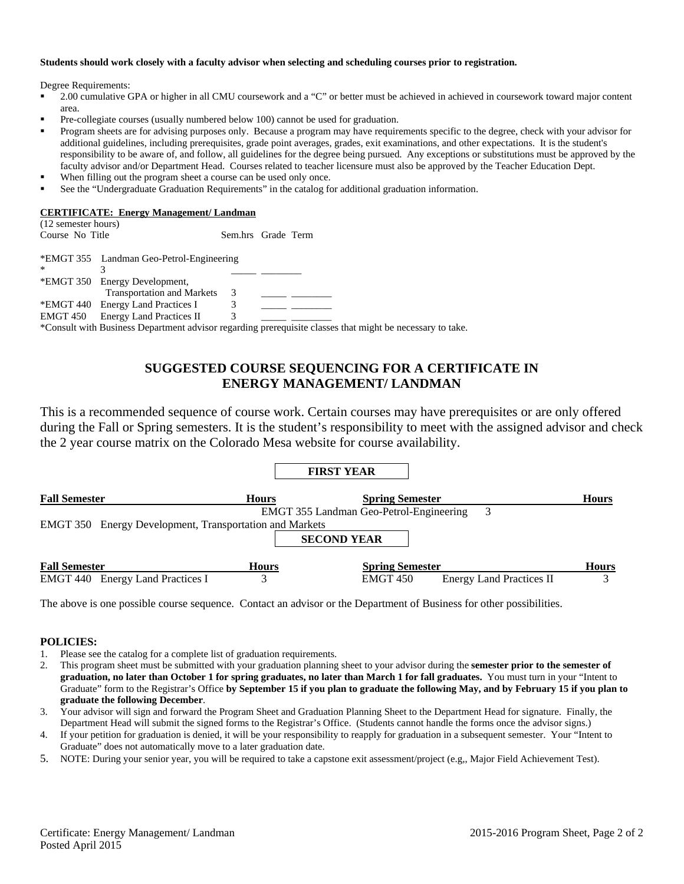**Students should work closely with a faculty advisor when selecting and scheduling courses prior to registration.**

Degree Requirements:

- 2.00 cumulative GPA or higher in all CMU coursework and a "C" or better must be achieved in achieved in coursework toward major content area.
- Pre-collegiate courses (usually numbered below 100) cannot be used for graduation.
- Program sheets are for advising purposes only. Because a program may have requirements specific to the degree, check with your advisor for additional guidelines, including prerequisites, grade point averages, grades, exit examinations, and other expectations. It is the student's responsibility to be aware of, and follow, all guidelines for the degree being pursued. Any exceptions or substitutions must be approved by the faculty advisor and/or Department Head. Courses related to teacher licensure must also be approved by the Teacher Education Dept.
- When filling out the program sheet a course can be used only once.
- See the "Undergraduate Graduation Requirements" in the catalog for additional graduation information.

**CERTIFICATE: Energy Management/ Landman**

(12 semester hours)

| Course No | Title | Sem.hrs | Grade | Term |
|---|---|---|---|---|
| *EMGT 355 | Landman Geo-Petrol-Engineering | 3 | _____ | ________ |
| *EMGT 350 | Energy Development, Transportation and Markets | 3 | _____ | ________ |
| *EMGT 440 | Energy Land Practices I | 3 | _____ | ________ |
| EMGT 450 | Energy Land Practices II | 3 | _____ | ________ |

*Consult with Business Department advisor regarding prerequisite classes that might be necessary to take.

## SUGGESTED COURSE SEQUENCING FOR A CERTIFICATE IN ENERGY MANAGEMENT/ LANDMAN

This is a recommended sequence of course work. Certain courses may have prerequisites or are only offered during the Fall or Spring semesters. It is the student's responsibility to meet with the assigned advisor and check the 2 year course matrix on the Colorado Mesa website for course availability.

**FIRST YEAR**

| Fall Semester | Hours | Spring Semester | Hours |
|---|---|---|---|
| EMGT 350 Energy Development, Transportation and Markets | | EMGT 355 Landman Geo-Petrol-Engineering | 3 |

**SECOND YEAR**

| Fall Semester | Hours | Spring Semester | Hours |
|---|---|---|---|
| EMGT 440 Energy Land Practices I | 3 | EMGT 450 Energy Land Practices II | 3 |

The above is one possible course sequence. Contact an advisor or the Department of Business for other possibilities.

**POLICIES:**

1. Please see the catalog for a complete list of graduation requirements.
2. This program sheet must be submitted with your graduation planning sheet to your advisor during the **semester prior to the semester of graduation, no later than October 1 for spring graduates, no later than March 1 for fall graduates.** You must turn in your "Intent to Graduate" form to the Registrar's Office **by September 15 if you plan to graduate the following May, and by February 15 if you plan to graduate the following December**.
3. Your advisor will sign and forward the Program Sheet and Graduation Planning Sheet to the Department Head for signature. Finally, the Department Head will submit the signed forms to the Registrar's Office. (Students cannot handle the forms once the advisor signs.)
4. If your petition for graduation is denied, it will be your responsibility to reapply for graduation in a subsequent semester. Your "Intent to Graduate" does not automatically move to a later graduation date.
5. NOTE: During your senior year, you will be required to take a capstone exit assessment/project (e.g,, Major Field Achievement Test).

Certificate: Energy Management/ Landman
Posted April 2015